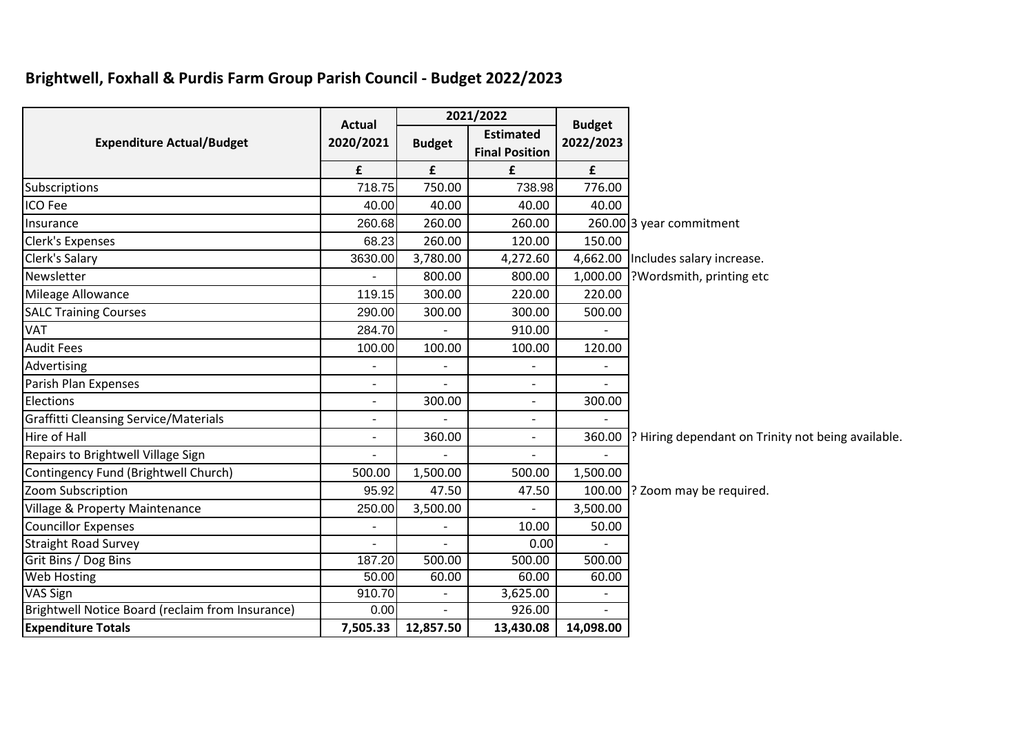## Brightwell, Foxhall & Purdis Farm Group Parish Council - Budget 2022/2023

| Expenditure Actual/Budget | Actual 2020/2021 | 2021/2022 | | Budget 2022/2023 | |
|---|---|---|---|---|---|
| | | Budget | Estimated Final Position | | |
| | £ | £ | £ | £ | |
| Subscriptions | 718.75 | 750.00 | 738.98 | 776.00 | |
| ICO Fee | 40.00 | 40.00 | 40.00 | 40.00 | |
| Insurance | 260.68 | 260.00 | 260.00 | 260.00 | 3 year commitment |
| Clerk's Expenses | 68.23 | 260.00 | 120.00 | 150.00 | |
| Clerk's Salary | 3630.00 | 3,780.00 | 4,272.60 | 4,662.00 | Includes salary increase. |
| Newsletter | - | 800.00 | 800.00 | 1,000.00 | ?Wordsmith, printing etc |
| Mileage Allowance | 119.15 | 300.00 | 220.00 | 220.00 | |
| SALC Training Courses | 290.00 | 300.00 | 300.00 | 500.00 | |
| VAT | 284.70 | - | 910.00 | - | |
| Audit Fees | 100.00 | 100.00 | 100.00 | 120.00 | |
| Advertising | - | - | - | - | |
| Parish Plan Expenses | - | - | - | - | |
| Elections | - | 300.00 | - | 300.00 | |
| Graffitti Cleansing Service/Materials | - | - | - | - | |
| Hire of Hall | - | 360.00 | - | 360.00 | ? Hiring dependant on Trinity not being available. |
| Repairs to Brightwell Village Sign | - | - | - | - | |
| Contingency Fund (Brightwell Church) | 500.00 | 1,500.00 | 500.00 | 1,500.00 | |
| Zoom Subscription | 95.92 | 47.50 | 47.50 | 100.00 | ? Zoom may be required. |
| Village & Property Maintenance | 250.00 | 3,500.00 | - | 3,500.00 | |
| Councillor Expenses | - | - | 10.00 | 50.00 | |
| Straight Road Survey | - | - | 0.00 | - | |
| Grit Bins / Dog Bins | 187.20 | 500.00 | 500.00 | 500.00 | |
| Web Hosting | 50.00 | 60.00 | 60.00 | 60.00 | |
| VAS Sign | 910.70 | - | 3,625.00 | - | |
| Brightwell Notice Board (reclaim from Insurance) | 0.00 | - | 926.00 | - | |
| **Expenditure Totals** | **7,505.33** | **12,857.50** | **13,430.08** | **14,098.00** | |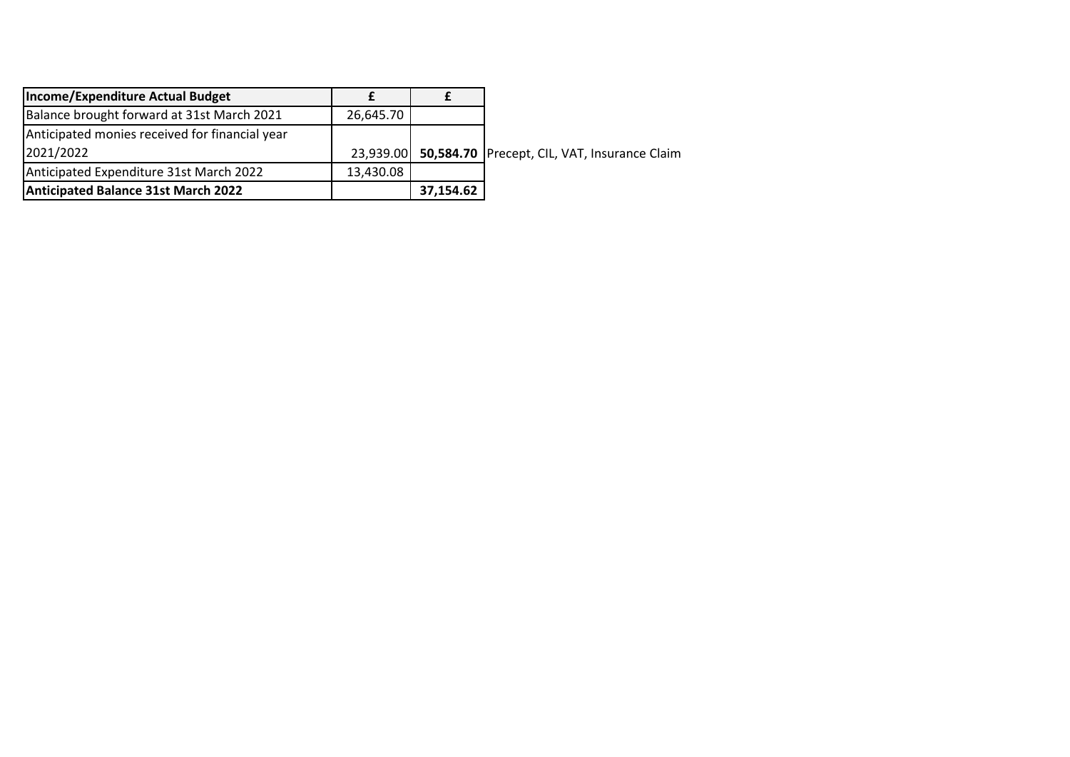| Income/Expenditure Actual Budget | £ | £ | |
|---|---|---|---|
| Balance brought forward at 31st March 2021 | 26,645.70 | | |
| Anticipated monies received for financial year 2021/2022 | 23,939.00 | **50,584.70** | Precept, CIL, VAT, Insurance Claim |
| Anticipated Expenditure 31st March 2022 | 13,430.08 | | |
| **Anticipated Balance 31st March 2022** | | **37,154.62** | |